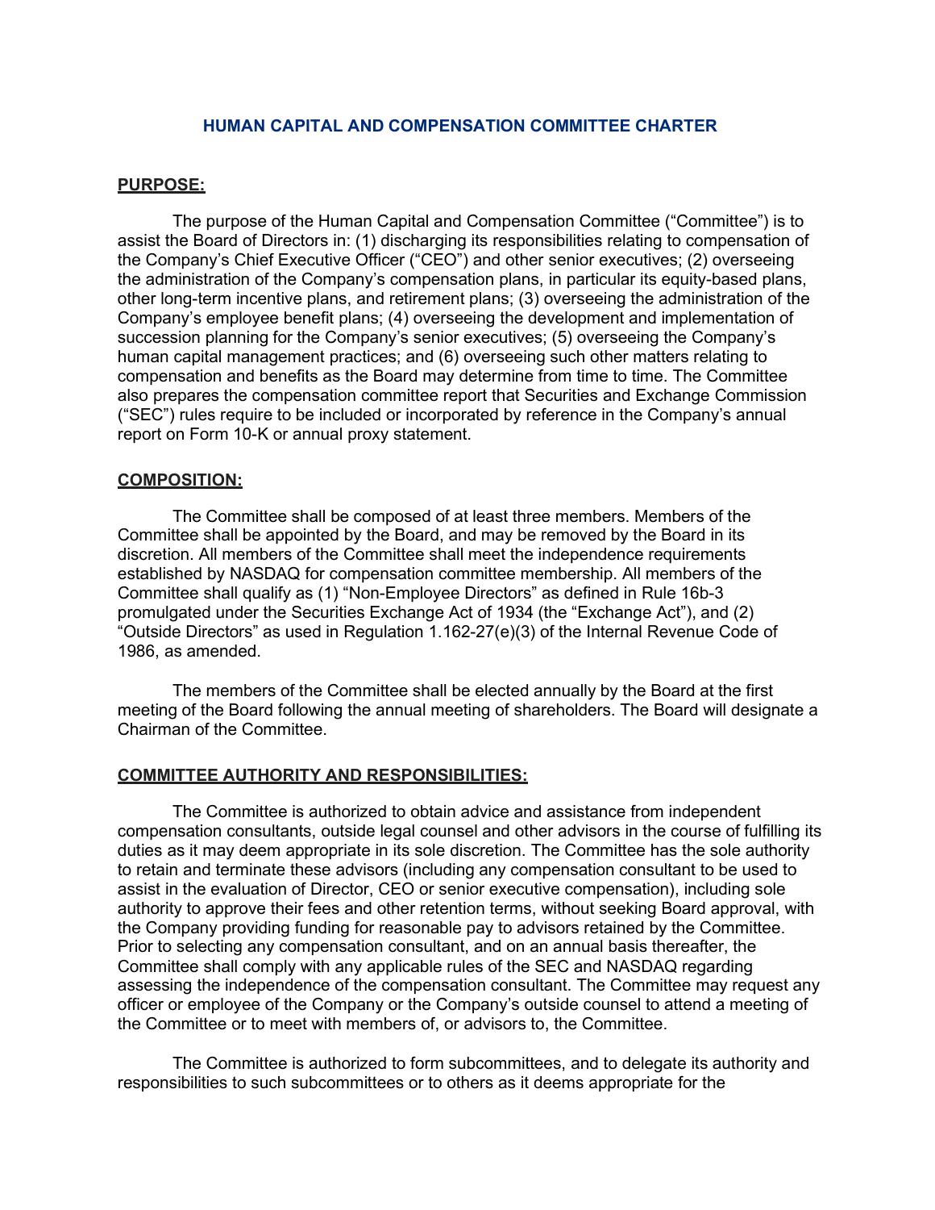# HUMAN CAPITAL AND COMPENSATION COMMITTEE CHARTER

## PURPOSE:

The purpose of the Human Capital and Compensation Committee ("Committee") is to assist the Board of Directors in: (1) discharging its responsibilities relating to compensation of the Company's Chief Executive Officer ("CEO") and other senior executives; (2) overseeing the administration of the Company's compensation plans, in particular its equity-based plans, other long-term incentive plans, and retirement plans; (3) overseeing the administration of the Company's employee benefit plans; (4) overseeing the development and implementation of succession planning for the Company's senior executives; (5) overseeing the Company's human capital management practices; and (6) overseeing such other matters relating to compensation and benefits as the Board may determine from time to time. The Committee also prepares the compensation committee report that Securities and Exchange Commission ("SEC") rules require to be included or incorporated by reference in the Company's annual report on Form 10-K or annual proxy statement.

## COMPOSITION:

The Committee shall be composed of at least three members. Members of the Committee shall be appointed by the Board, and may be removed by the Board in its discretion. All members of the Committee shall meet the independence requirements established by NASDAQ for compensation committee membership. All members of the Committee shall qualify as (1) "Non-Employee Directors" as defined in Rule 16b-3 promulgated under the Securities Exchange Act of 1934 (the "Exchange Act"), and (2) "Outside Directors" as used in Regulation 1.162-27(e)(3) of the Internal Revenue Code of 1986, as amended.

The members of the Committee shall be elected annually by the Board at the first meeting of the Board following the annual meeting of shareholders. The Board will designate a Chairman of the Committee.

## COMMITTEE AUTHORITY AND RESPONSIBILITIES:

The Committee is authorized to obtain advice and assistance from independent compensation consultants, outside legal counsel and other advisors in the course of fulfilling its duties as it may deem appropriate in its sole discretion. The Committee has the sole authority to retain and terminate these advisors (including any compensation consultant to be used to assist in the evaluation of Director, CEO or senior executive compensation), including sole authority to approve their fees and other retention terms, without seeking Board approval, with the Company providing funding for reasonable pay to advisors retained by the Committee. Prior to selecting any compensation consultant, and on an annual basis thereafter, the Committee shall comply with any applicable rules of the SEC and NASDAQ regarding assessing the independence of the compensation consultant. The Committee may request any officer or employee of the Company or the Company's outside counsel to attend a meeting of the Committee or to meet with members of, or advisors to, the Committee.

The Committee is authorized to form subcommittees, and to delegate its authority and responsibilities to such subcommittees or to others as it deems appropriate for the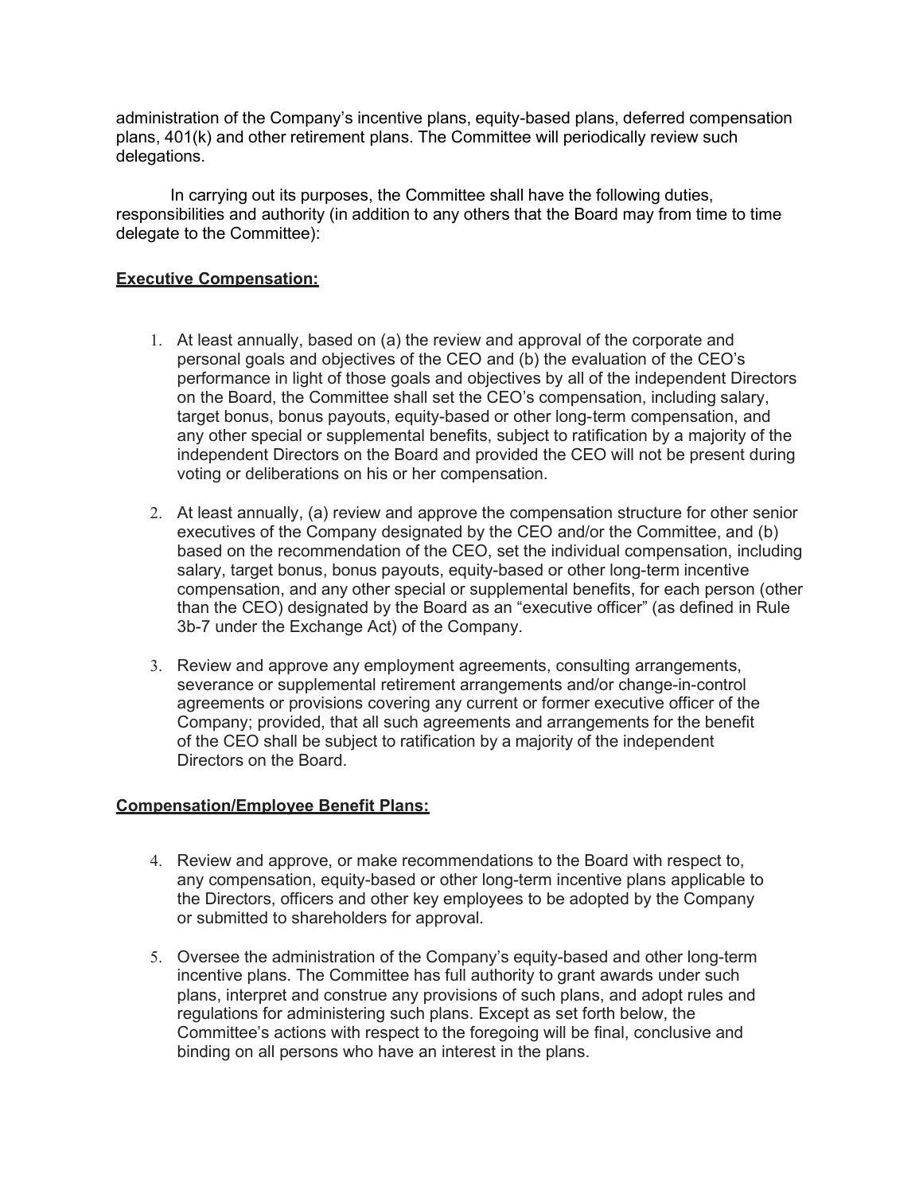administration of the Company's incentive plans, equity-based plans, deferred compensation plans, 401(k) and other retirement plans. The Committee will periodically review such delegations.

In carrying out its purposes, the Committee shall have the following duties, responsibilities and authority (in addition to any others that the Board may from time to time delegate to the Committee):

**Executive Compensation:**

1. At least annually, based on (a) the review and approval of the corporate and personal goals and objectives of the CEO and (b) the evaluation of the CEO's performance in light of those goals and objectives by all of the independent Directors on the Board, the Committee shall set the CEO's compensation, including salary, target bonus, bonus payouts, equity-based or other long-term compensation, and any other special or supplemental benefits, subject to ratification by a majority of the independent Directors on the Board and provided the CEO will not be present during voting or deliberations on his or her compensation.

2. At least annually, (a) review and approve the compensation structure for other senior executives of the Company designated by the CEO and/or the Committee, and (b) based on the recommendation of the CEO, set the individual compensation, including salary, target bonus, bonus payouts, equity-based or other long-term incentive compensation, and any other special or supplemental benefits, for each person (other than the CEO) designated by the Board as an "executive officer" (as defined in Rule 3b-7 under the Exchange Act) of the Company.

3. Review and approve any employment agreements, consulting arrangements, severance or supplemental retirement arrangements and/or change-in-control agreements or provisions covering any current or former executive officer of the Company; provided, that all such agreements and arrangements for the benefit of the CEO shall be subject to ratification by a majority of the independent Directors on the Board.

**Compensation/Employee Benefit Plans:**

4. Review and approve, or make recommendations to the Board with respect to, any compensation, equity-based or other long-term incentive plans applicable to the Directors, officers and other key employees to be adopted by the Company or submitted to shareholders for approval.

5. Oversee the administration of the Company's equity-based and other long-term incentive plans. The Committee has full authority to grant awards under such plans, interpret and construe any provisions of such plans, and adopt rules and regulations for administering such plans. Except as set forth below, the Committee's actions with respect to the foregoing will be final, conclusive and binding on all persons who have an interest in the plans.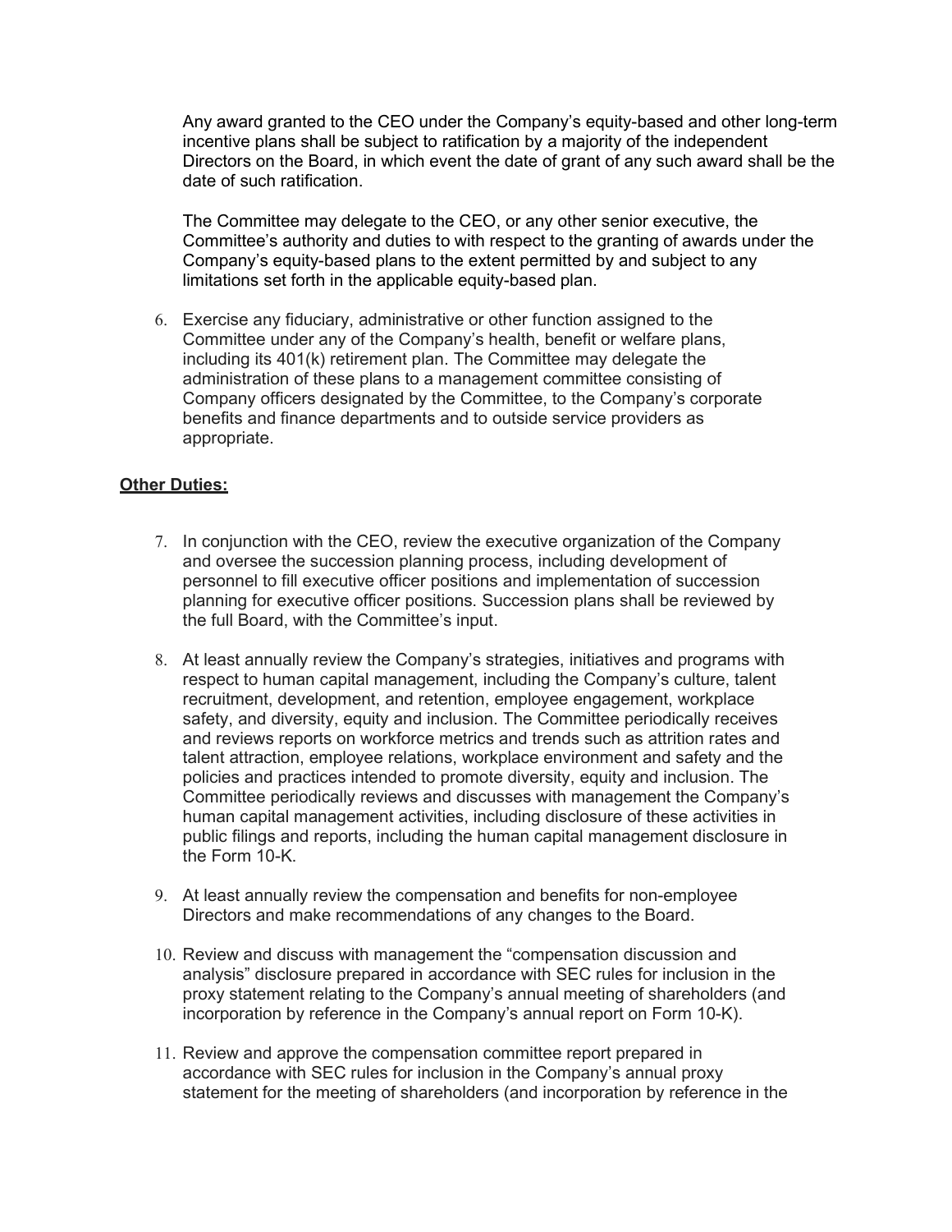Any award granted to the CEO under the Company's equity-based and other long-term incentive plans shall be subject to ratification by a majority of the independent Directors on the Board, in which event the date of grant of any such award shall be the date of such ratification.

The Committee may delegate to the CEO, or any other senior executive, the Committee's authority and duties to with respect to the granting of awards under the Company's equity-based plans to the extent permitted by and subject to any limitations set forth in the applicable equity-based plan.

6. Exercise any fiduciary, administrative or other function assigned to the Committee under any of the Company's health, benefit or welfare plans, including its 401(k) retirement plan. The Committee may delegate the administration of these plans to a management committee consisting of Company officers designated by the Committee, to the Company's corporate benefits and finance departments and to outside service providers as appropriate.

**Other Duties:**

7. In conjunction with the CEO, review the executive organization of the Company and oversee the succession planning process, including development of personnel to fill executive officer positions and implementation of succession planning for executive officer positions. Succession plans shall be reviewed by the full Board, with the Committee's input.

8. At least annually review the Company's strategies, initiatives and programs with respect to human capital management, including the Company's culture, talent recruitment, development, and retention, employee engagement, workplace safety, and diversity, equity and inclusion. The Committee periodically receives and reviews reports on workforce metrics and trends such as attrition rates and talent attraction, employee relations, workplace environment and safety and the policies and practices intended to promote diversity, equity and inclusion. The Committee periodically reviews and discusses with management the Company's human capital management activities, including disclosure of these activities in public filings and reports, including the human capital management disclosure in the Form 10-K.

9. At least annually review the compensation and benefits for non-employee Directors and make recommendations of any changes to the Board.

10. Review and discuss with management the "compensation discussion and analysis" disclosure prepared in accordance with SEC rules for inclusion in the proxy statement relating to the Company's annual meeting of shareholders (and incorporation by reference in the Company's annual report on Form 10-K).

11. Review and approve the compensation committee report prepared in accordance with SEC rules for inclusion in the Company's annual proxy statement for the meeting of shareholders (and incorporation by reference in the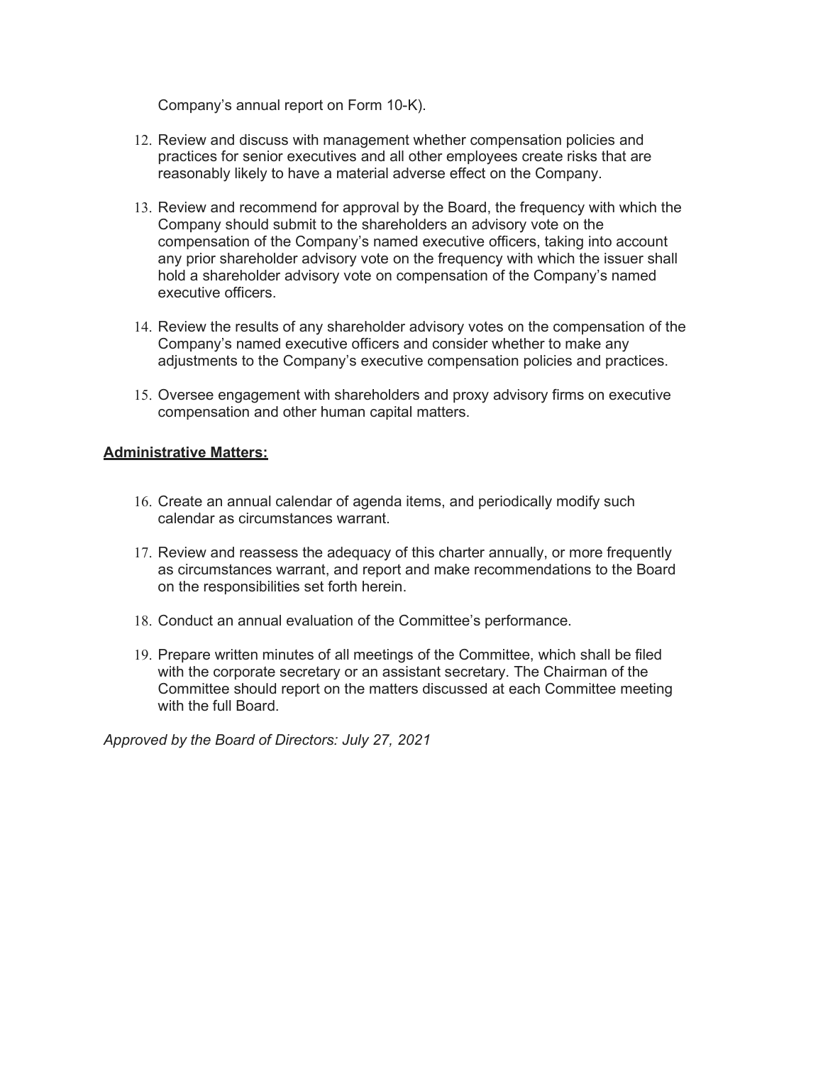Company's annual report on Form 10-K).

12. Review and discuss with management whether compensation policies and practices for senior executives and all other employees create risks that are reasonably likely to have a material adverse effect on the Company.

13. Review and recommend for approval by the Board, the frequency with which the Company should submit to the shareholders an advisory vote on the compensation of the Company's named executive officers, taking into account any prior shareholder advisory vote on the frequency with which the issuer shall hold a shareholder advisory vote on compensation of the Company's named executive officers.

14. Review the results of any shareholder advisory votes on the compensation of the Company's named executive officers and consider whether to make any adjustments to the Company's executive compensation policies and practices.

15. Oversee engagement with shareholders and proxy advisory firms on executive compensation and other human capital matters.

**Administrative Matters:**

16. Create an annual calendar of agenda items, and periodically modify such calendar as circumstances warrant.

17. Review and reassess the adequacy of this charter annually, or more frequently as circumstances warrant, and report and make recommendations to the Board on the responsibilities set forth herein.

18. Conduct an annual evaluation of the Committee's performance.

19. Prepare written minutes of all meetings of the Committee, which shall be filed with the corporate secretary or an assistant secretary. The Chairman of the Committee should report on the matters discussed at each Committee meeting with the full Board.

*Approved by the Board of Directors: July 27, 2021*